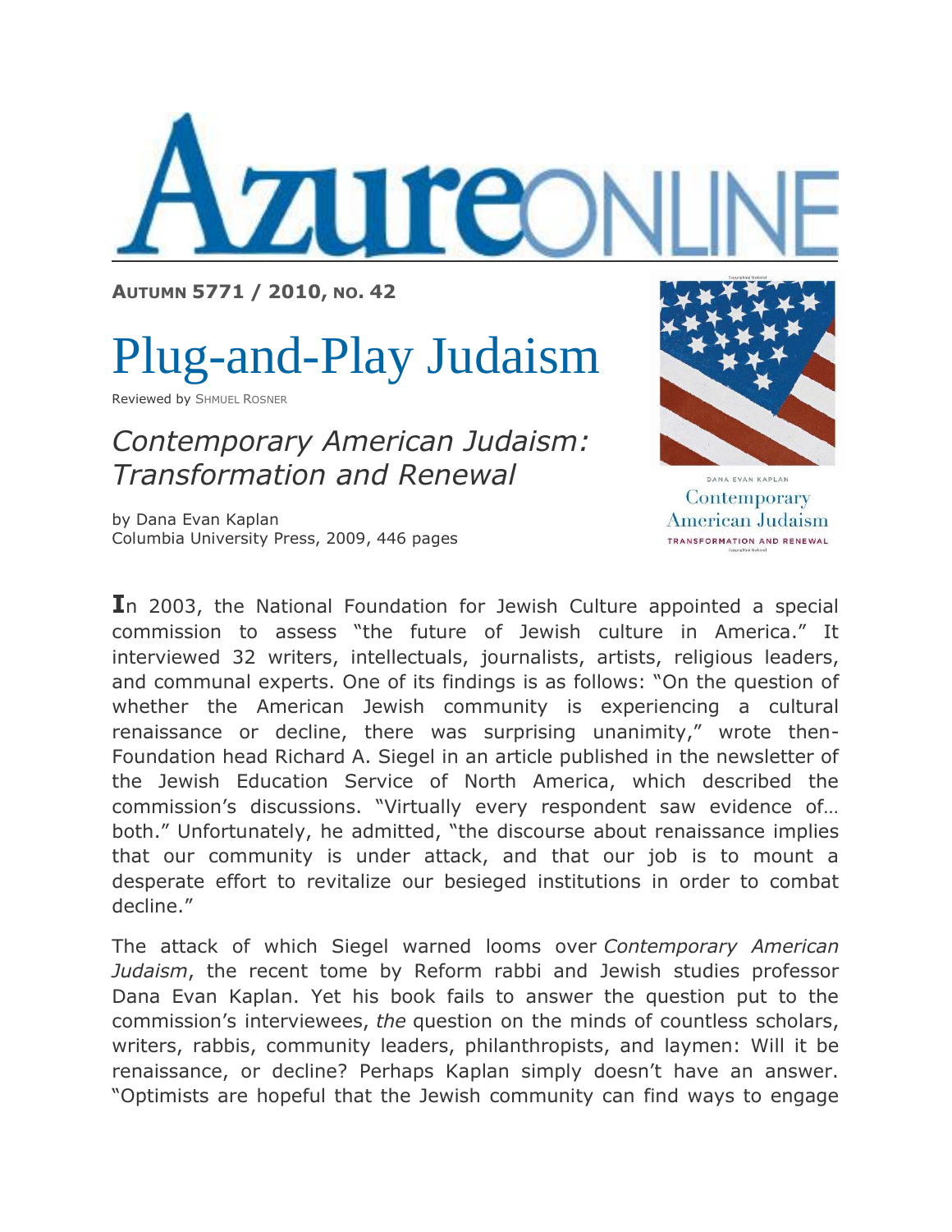# AzureONLINE

**AUTUMN 5771 / 2010, NO. 42**

# Plug-and-Play Judaism

Reviewed by SHMUEL ROSNER

## *Contemporary American Judaism: Transformation and Renewal*

by Dana Evan Kaplan
Columbia University Press, 2009, 446 pages

In 2003, the National Foundation for Jewish Culture appointed a special commission to assess "the future of Jewish culture in America." It interviewed 32 writers, intellectuals, journalists, artists, religious leaders, and communal experts. One of its findings is as follows: "On the question of whether the American Jewish community is experiencing a cultural renaissance or decline, there was surprising unanimity," wrote then-Foundation head Richard A. Siegel in an article published in the newsletter of the Jewish Education Service of North America, which described the commission's discussions. "Virtually every respondent saw evidence of… both." Unfortunately, he admitted, "the discourse about renaissance implies that our community is under attack, and that our job is to mount a desperate effort to revitalize our besieged institutions in order to combat decline."

The attack of which Siegel warned looms over *Contemporary American Judaism*, the recent tome by Reform rabbi and Jewish studies professor Dana Evan Kaplan. Yet his book fails to answer the question put to the commission's interviewees, *the* question on the minds of countless scholars, writers, rabbis, community leaders, philanthropists, and laymen: Will it be renaissance, or decline? Perhaps Kaplan simply doesn't have an answer. "Optimists are hopeful that the Jewish community can find ways to engage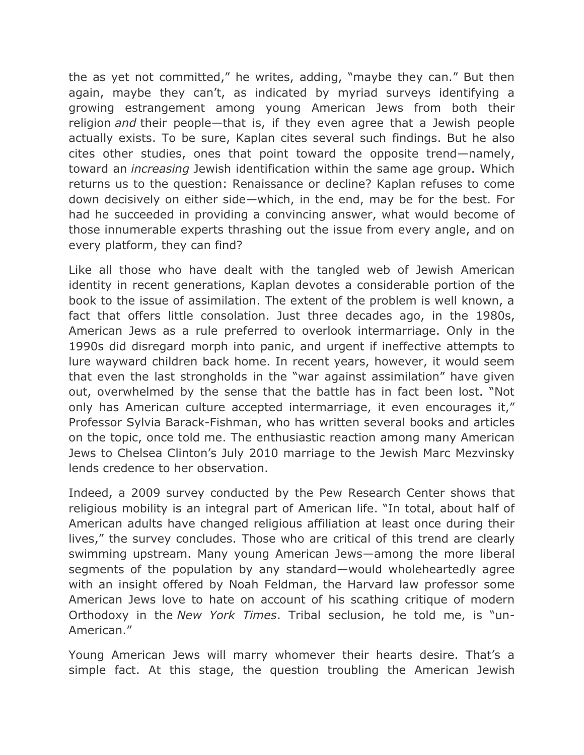the as yet not committed," he writes, adding, "maybe they can." But then again, maybe they can't, as indicated by myriad surveys identifying a growing estrangement among young American Jews from both their religion *and* their people—that is, if they even agree that a Jewish people actually exists. To be sure, Kaplan cites several such findings. But he also cites other studies, ones that point toward the opposite trend—namely, toward an *increasing* Jewish identification within the same age group. Which returns us to the question: Renaissance or decline? Kaplan refuses to come down decisively on either side—which, in the end, may be for the best. For had he succeeded in providing a convincing answer, what would become of those innumerable experts thrashing out the issue from every angle, and on every platform, they can find?

Like all those who have dealt with the tangled web of Jewish American identity in recent generations, Kaplan devotes a considerable portion of the book to the issue of assimilation. The extent of the problem is well known, a fact that offers little consolation. Just three decades ago, in the 1980s, American Jews as a rule preferred to overlook intermarriage. Only in the 1990s did disregard morph into panic, and urgent if ineffective attempts to lure wayward children back home. In recent years, however, it would seem that even the last strongholds in the "war against assimilation" have given out, overwhelmed by the sense that the battle has in fact been lost. "Not only has American culture accepted intermarriage, it even encourages it," Professor Sylvia Barack-Fishman, who has written several books and articles on the topic, once told me. The enthusiastic reaction among many American Jews to Chelsea Clinton's July 2010 marriage to the Jewish Marc Mezvinsky lends credence to her observation.

Indeed, a 2009 survey conducted by the Pew Research Center shows that religious mobility is an integral part of American life. "In total, about half of American adults have changed religious affiliation at least once during their lives," the survey concludes. Those who are critical of this trend are clearly swimming upstream. Many young American Jews—among the more liberal segments of the population by any standard—would wholeheartedly agree with an insight offered by Noah Feldman, the Harvard law professor some American Jews love to hate on account of his scathing critique of modern Orthodoxy in the *New York Times*. Tribal seclusion, he told me, is "un-American."

Young American Jews will marry whomever their hearts desire. That's a simple fact. At this stage, the question troubling the American Jewish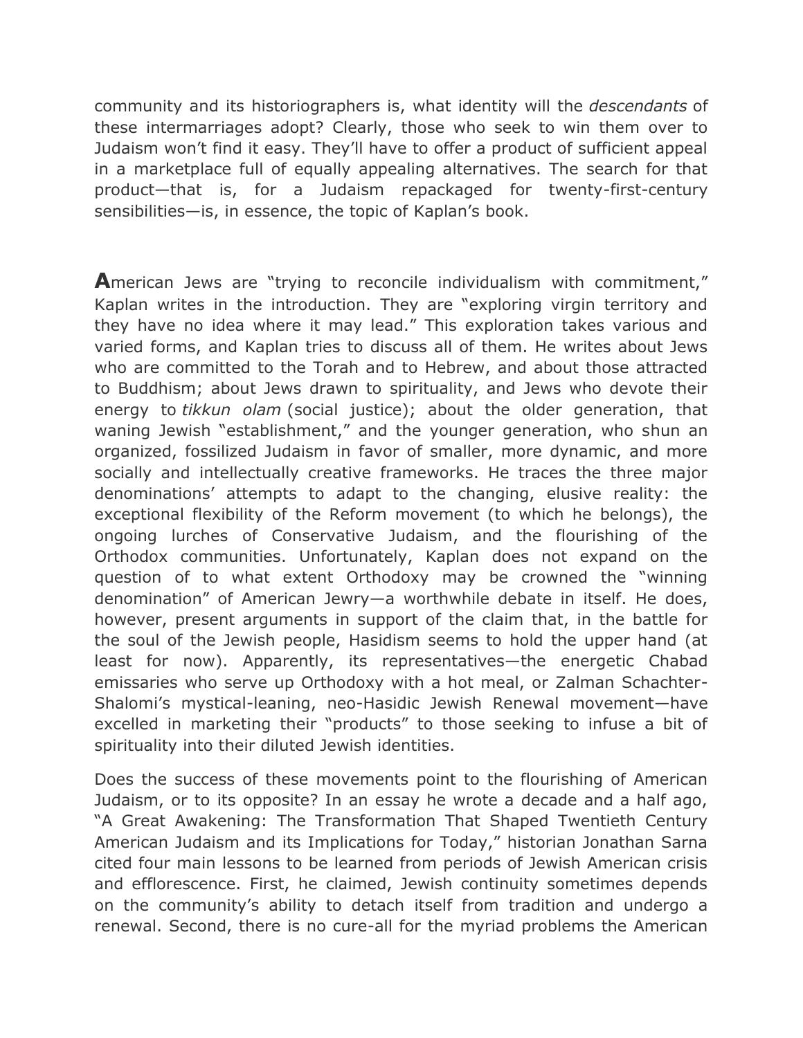community and its historiographers is, what identity will the *descendants* of these intermarriages adopt? Clearly, those who seek to win them over to Judaism won't find it easy. They'll have to offer a product of sufficient appeal in a marketplace full of equally appealing alternatives. The search for that product—that is, for a Judaism repackaged for twenty-first-century sensibilities—is, in essence, the topic of Kaplan's book.

**A**merican Jews are "trying to reconcile individualism with commitment," Kaplan writes in the introduction. They are "exploring virgin territory and they have no idea where it may lead." This exploration takes various and varied forms, and Kaplan tries to discuss all of them. He writes about Jews who are committed to the Torah and to Hebrew, and about those attracted to Buddhism; about Jews drawn to spirituality, and Jews who devote their energy to *tikkun olam* (social justice); about the older generation, that waning Jewish "establishment," and the younger generation, who shun an organized, fossilized Judaism in favor of smaller, more dynamic, and more socially and intellectually creative frameworks. He traces the three major denominations' attempts to adapt to the changing, elusive reality: the exceptional flexibility of the Reform movement (to which he belongs), the ongoing lurches of Conservative Judaism, and the flourishing of the Orthodox communities. Unfortunately, Kaplan does not expand on the question of to what extent Orthodoxy may be crowned the "winning denomination" of American Jewry—a worthwhile debate in itself. He does, however, present arguments in support of the claim that, in the battle for the soul of the Jewish people, Hasidism seems to hold the upper hand (at least for now). Apparently, its representatives—the energetic Chabad emissaries who serve up Orthodoxy with a hot meal, or Zalman Schachter-Shalomi's mystical-leaning, neo-Hasidic Jewish Renewal movement—have excelled in marketing their "products" to those seeking to infuse a bit of spirituality into their diluted Jewish identities.

Does the success of these movements point to the flourishing of American Judaism, or to its opposite? In an essay he wrote a decade and a half ago, "A Great Awakening: The Transformation That Shaped Twentieth Century American Judaism and its Implications for Today," historian Jonathan Sarna cited four main lessons to be learned from periods of Jewish American crisis and efflorescence. First, he claimed, Jewish continuity sometimes depends on the community's ability to detach itself from tradition and undergo a renewal. Second, there is no cure-all for the myriad problems the American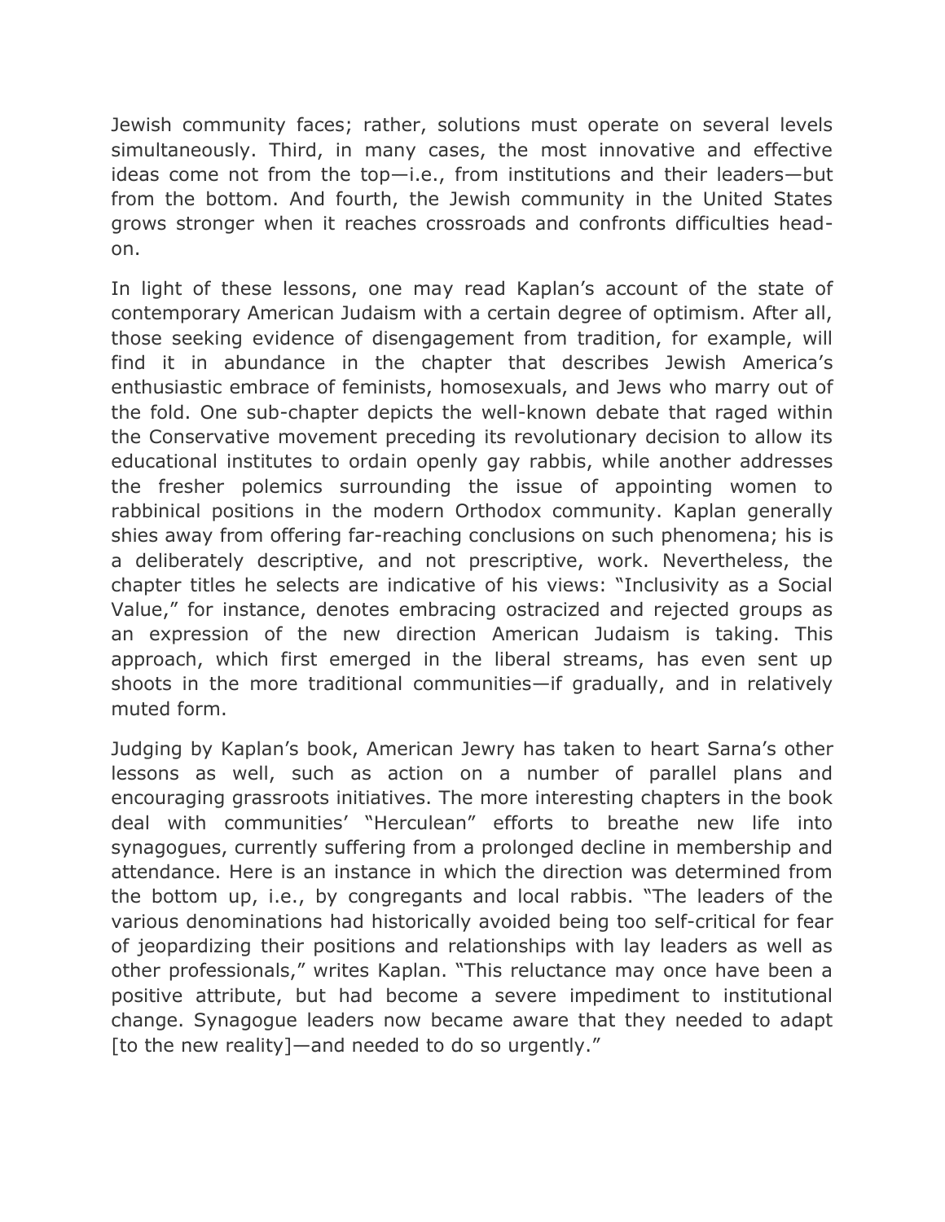Jewish community faces; rather, solutions must operate on several levels simultaneously. Third, in many cases, the most innovative and effective ideas come not from the top—i.e., from institutions and their leaders—but from the bottom. And fourth, the Jewish community in the United States grows stronger when it reaches crossroads and confronts difficulties head-on.

In light of these lessons, one may read Kaplan's account of the state of contemporary American Judaism with a certain degree of optimism. After all, those seeking evidence of disengagement from tradition, for example, will find it in abundance in the chapter that describes Jewish America's enthusiastic embrace of feminists, homosexuals, and Jews who marry out of the fold. One sub-chapter depicts the well-known debate that raged within the Conservative movement preceding its revolutionary decision to allow its educational institutes to ordain openly gay rabbis, while another addresses the fresher polemics surrounding the issue of appointing women to rabbinical positions in the modern Orthodox community. Kaplan generally shies away from offering far-reaching conclusions on such phenomena; his is a deliberately descriptive, and not prescriptive, work. Nevertheless, the chapter titles he selects are indicative of his views: "Inclusivity as a Social Value," for instance, denotes embracing ostracized and rejected groups as an expression of the new direction American Judaism is taking. This approach, which first emerged in the liberal streams, has even sent up shoots in the more traditional communities—if gradually, and in relatively muted form.

Judging by Kaplan's book, American Jewry has taken to heart Sarna's other lessons as well, such as action on a number of parallel plans and encouraging grassroots initiatives. The more interesting chapters in the book deal with communities' "Herculean" efforts to breathe new life into synagogues, currently suffering from a prolonged decline in membership and attendance. Here is an instance in which the direction was determined from the bottom up, i.e., by congregants and local rabbis. "The leaders of the various denominations had historically avoided being too self-critical for fear of jeopardizing their positions and relationships with lay leaders as well as other professionals," writes Kaplan. "This reluctance may once have been a positive attribute, but had become a severe impediment to institutional change. Synagogue leaders now became aware that they needed to adapt [to the new reality]—and needed to do so urgently."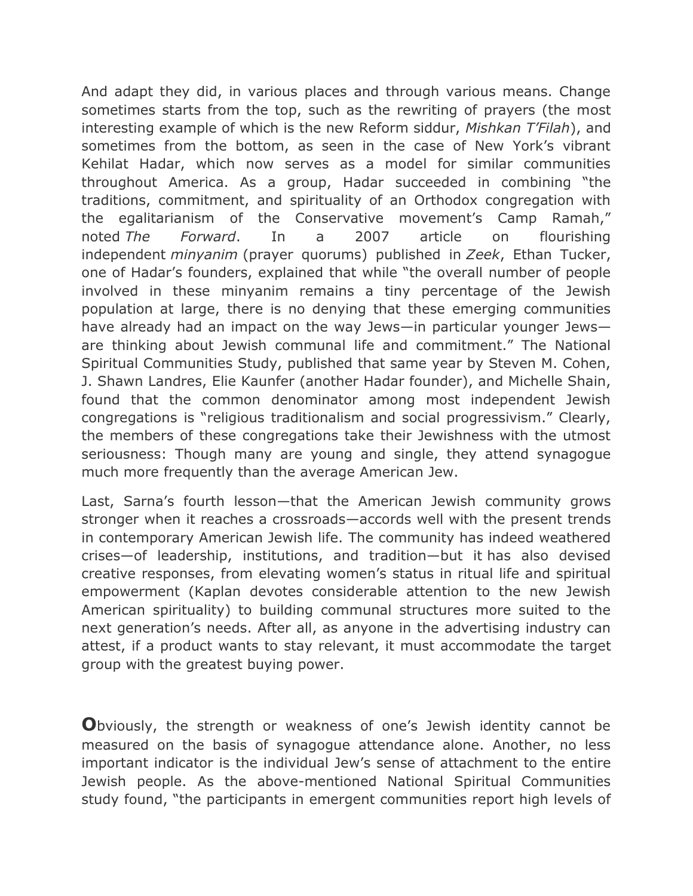And adapt they did, in various places and through various means. Change sometimes starts from the top, such as the rewriting of prayers (the most interesting example of which is the new Reform siddur, *Mishkan T'Filah*), and sometimes from the bottom, as seen in the case of New York's vibrant Kehilat Hadar, which now serves as a model for similar communities throughout America. As a group, Hadar succeeded in combining "the traditions, commitment, and spirituality of an Orthodox congregation with the egalitarianism of the Conservative movement's Camp Ramah," noted *The Forward*. In a 2007 article on flourishing independent *minyanim* (prayer quorums) published in *Zeek*, Ethan Tucker, one of Hadar's founders, explained that while "the overall number of people involved in these minyanim remains a tiny percentage of the Jewish population at large, there is no denying that these emerging communities have already had an impact on the way Jews—in particular younger Jews—are thinking about Jewish communal life and commitment." The National Spiritual Communities Study, published that same year by Steven M. Cohen, J. Shawn Landres, Elie Kaunfer (another Hadar founder), and Michelle Shain, found that the common denominator among most independent Jewish congregations is "religious traditionalism and social progressivism." Clearly, the members of these congregations take their Jewishness with the utmost seriousness: Though many are young and single, they attend synagogue much more frequently than the average American Jew.

Last, Sarna's fourth lesson—that the American Jewish community grows stronger when it reaches a crossroads—accords well with the present trends in contemporary American Jewish life. The community has indeed weathered crises—of leadership, institutions, and tradition—but it has also devised creative responses, from elevating women's status in ritual life and spiritual empowerment (Kaplan devotes considerable attention to the new Jewish American spirituality) to building communal structures more suited to the next generation's needs. After all, as anyone in the advertising industry can attest, if a product wants to stay relevant, it must accommodate the target group with the greatest buying power.

**O**bviously, the strength or weakness of one's Jewish identity cannot be measured on the basis of synagogue attendance alone. Another, no less important indicator is the individual Jew's sense of attachment to the entire Jewish people. As the above-mentioned National Spiritual Communities study found, "the participants in emergent communities report high levels of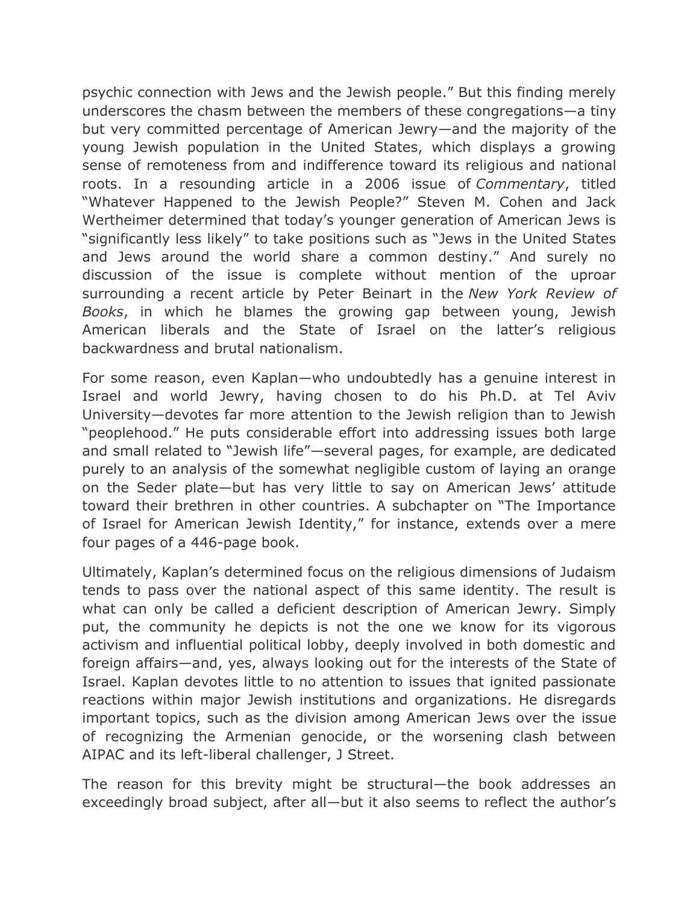psychic connection with Jews and the Jewish people." But this finding merely underscores the chasm between the members of these congregations—a tiny but very committed percentage of American Jewry—and the majority of the young Jewish population in the United States, which displays a growing sense of remoteness from and indifference toward its religious and national roots. In a resounding article in a 2006 issue of *Commentary*, titled "Whatever Happened to the Jewish People?" Steven M. Cohen and Jack Wertheimer determined that today's younger generation of American Jews is "significantly less likely" to take positions such as "Jews in the United States and Jews around the world share a common destiny." And surely no discussion of the issue is complete without mention of the uproar surrounding a recent article by Peter Beinart in the *New York Review of Books*, in which he blames the growing gap between young, Jewish American liberals and the State of Israel on the latter's religious backwardness and brutal nationalism.

For some reason, even Kaplan—who undoubtedly has a genuine interest in Israel and world Jewry, having chosen to do his Ph.D. at Tel Aviv University—devotes far more attention to the Jewish religion than to Jewish "peoplehood." He puts considerable effort into addressing issues both large and small related to "Jewish life"—several pages, for example, are dedicated purely to an analysis of the somewhat negligible custom of laying an orange on the Seder plate—but has very little to say on American Jews' attitude toward their brethren in other countries. A subchapter on "The Importance of Israel for American Jewish Identity," for instance, extends over a mere four pages of a 446-page book.

Ultimately, Kaplan's determined focus on the religious dimensions of Judaism tends to pass over the national aspect of this same identity. The result is what can only be called a deficient description of American Jewry. Simply put, the community he depicts is not the one we know for its vigorous activism and influential political lobby, deeply involved in both domestic and foreign affairs—and, yes, always looking out for the interests of the State of Israel. Kaplan devotes little to no attention to issues that ignited passionate reactions within major Jewish institutions and organizations. He disregards important topics, such as the division among American Jews over the issue of recognizing the Armenian genocide, or the worsening clash between AIPAC and its left-liberal challenger, J Street.

The reason for this brevity might be structural—the book addresses an exceedingly broad subject, after all—but it also seems to reflect the author's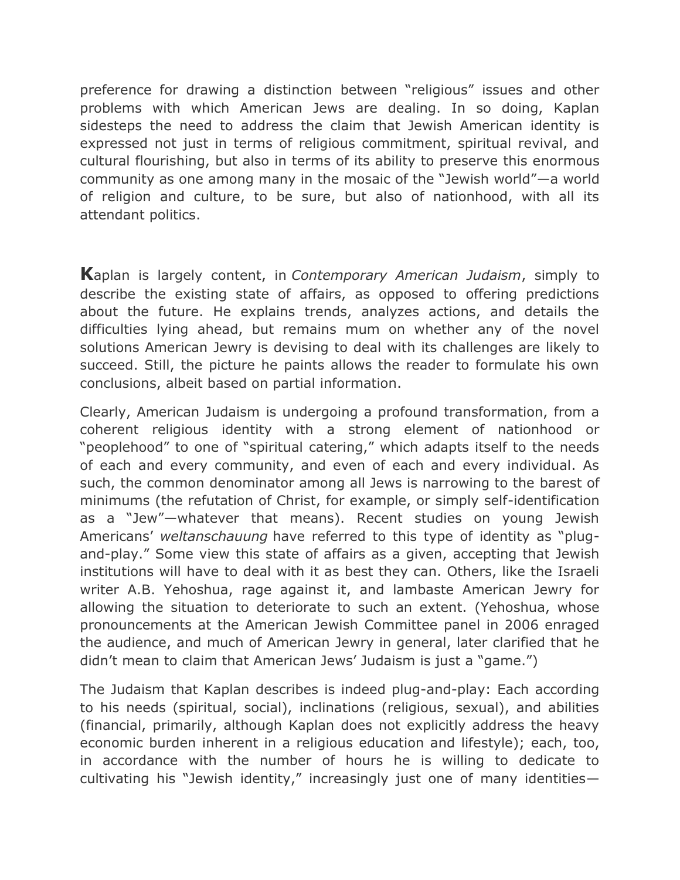preference for drawing a distinction between "religious" issues and other problems with which American Jews are dealing. In so doing, Kaplan sidesteps the need to address the claim that Jewish American identity is expressed not just in terms of religious commitment, spiritual revival, and cultural flourishing, but also in terms of its ability to preserve this enormous community as one among many in the mosaic of the "Jewish world"—a world of religion and culture, to be sure, but also of nationhood, with all its attendant politics.

**K**aplan is largely content, in *Contemporary American Judaism*, simply to describe the existing state of affairs, as opposed to offering predictions about the future. He explains trends, analyzes actions, and details the difficulties lying ahead, but remains mum on whether any of the novel solutions American Jewry is devising to deal with its challenges are likely to succeed. Still, the picture he paints allows the reader to formulate his own conclusions, albeit based on partial information.

Clearly, American Judaism is undergoing a profound transformation, from a coherent religious identity with a strong element of nationhood or "peoplehood" to one of "spiritual catering," which adapts itself to the needs of each and every community, and even of each and every individual. As such, the common denominator among all Jews is narrowing to the barest of minimums (the refutation of Christ, for example, or simply self-identification as a "Jew"—whatever that means). Recent studies on young Jewish Americans' *weltanschauung* have referred to this type of identity as "plug-and-play." Some view this state of affairs as a given, accepting that Jewish institutions will have to deal with it as best they can. Others, like the Israeli writer A.B. Yehoshua, rage against it, and lambaste American Jewry for allowing the situation to deteriorate to such an extent. (Yehoshua, whose pronouncements at the American Jewish Committee panel in 2006 enraged the audience, and much of American Jewry in general, later clarified that he didn't mean to claim that American Jews' Judaism is just a "game.")

The Judaism that Kaplan describes is indeed plug-and-play: Each according to his needs (spiritual, social), inclinations (religious, sexual), and abilities (financial, primarily, although Kaplan does not explicitly address the heavy economic burden inherent in a religious education and lifestyle); each, too, in accordance with the number of hours he is willing to dedicate to cultivating his "Jewish identity," increasingly just one of many identities—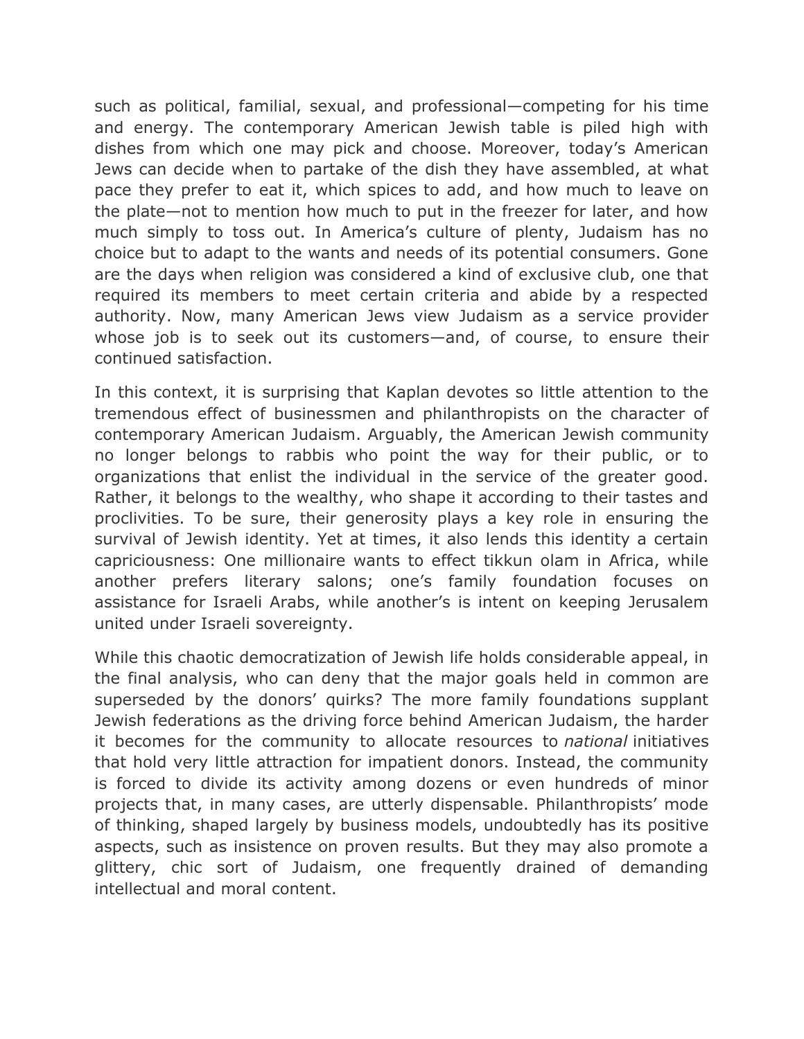such as political, familial, sexual, and professional—competing for his time and energy. The contemporary American Jewish table is piled high with dishes from which one may pick and choose. Moreover, today's American Jews can decide when to partake of the dish they have assembled, at what pace they prefer to eat it, which spices to add, and how much to leave on the plate—not to mention how much to put in the freezer for later, and how much simply to toss out. In America's culture of plenty, Judaism has no choice but to adapt to the wants and needs of its potential consumers. Gone are the days when religion was considered a kind of exclusive club, one that required its members to meet certain criteria and abide by a respected authority. Now, many American Jews view Judaism as a service provider whose job is to seek out its customers—and, of course, to ensure their continued satisfaction.

In this context, it is surprising that Kaplan devotes so little attention to the tremendous effect of businessmen and philanthropists on the character of contemporary American Judaism. Arguably, the American Jewish community no longer belongs to rabbis who point the way for their public, or to organizations that enlist the individual in the service of the greater good. Rather, it belongs to the wealthy, who shape it according to their tastes and proclivities. To be sure, their generosity plays a key role in ensuring the survival of Jewish identity. Yet at times, it also lends this identity a certain capriciousness: One millionaire wants to effect tikkun olam in Africa, while another prefers literary salons; one's family foundation focuses on assistance for Israeli Arabs, while another's is intent on keeping Jerusalem united under Israeli sovereignty.

While this chaotic democratization of Jewish life holds considerable appeal, in the final analysis, who can deny that the major goals held in common are superseded by the donors' quirks? The more family foundations supplant Jewish federations as the driving force behind American Judaism, the harder it becomes for the community to allocate resources to *national* initiatives that hold very little attraction for impatient donors. Instead, the community is forced to divide its activity among dozens or even hundreds of minor projects that, in many cases, are utterly dispensable. Philanthropists' mode of thinking, shaped largely by business models, undoubtedly has its positive aspects, such as insistence on proven results. But they may also promote a glittery, chic sort of Judaism, one frequently drained of demanding intellectual and moral content.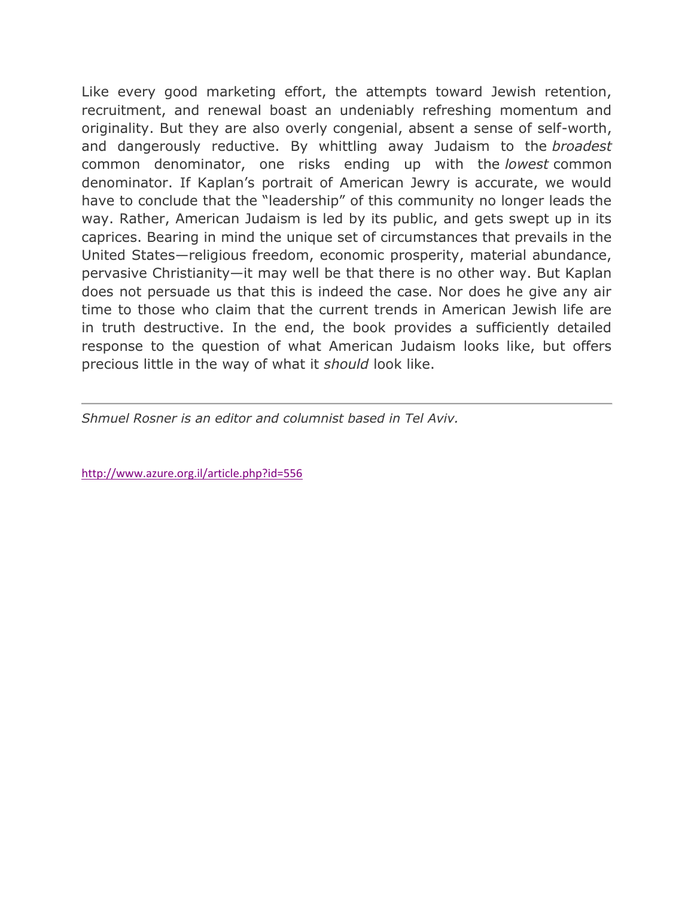Like every good marketing effort, the attempts toward Jewish retention, recruitment, and renewal boast an undeniably refreshing momentum and originality. But they are also overly congenial, absent a sense of self-worth, and dangerously reductive. By whittling away Judaism to the *broadest* common denominator, one risks ending up with the *lowest* common denominator. If Kaplan's portrait of American Jewry is accurate, we would have to conclude that the "leadership" of this community no longer leads the way. Rather, American Judaism is led by its public, and gets swept up in its caprices. Bearing in mind the unique set of circumstances that prevails in the United States—religious freedom, economic prosperity, material abundance, pervasive Christianity—it may well be that there is no other way. But Kaplan does not persuade us that this is indeed the case. Nor does he give any air time to those who claim that the current trends in American Jewish life are in truth destructive. In the end, the book provides a sufficiently detailed response to the question of what American Judaism looks like, but offers precious little in the way of what it *should* look like.

---

*Shmuel Rosner is an editor and columnist based in Tel Aviv.*

http://www.azure.org.il/article.php?id=556